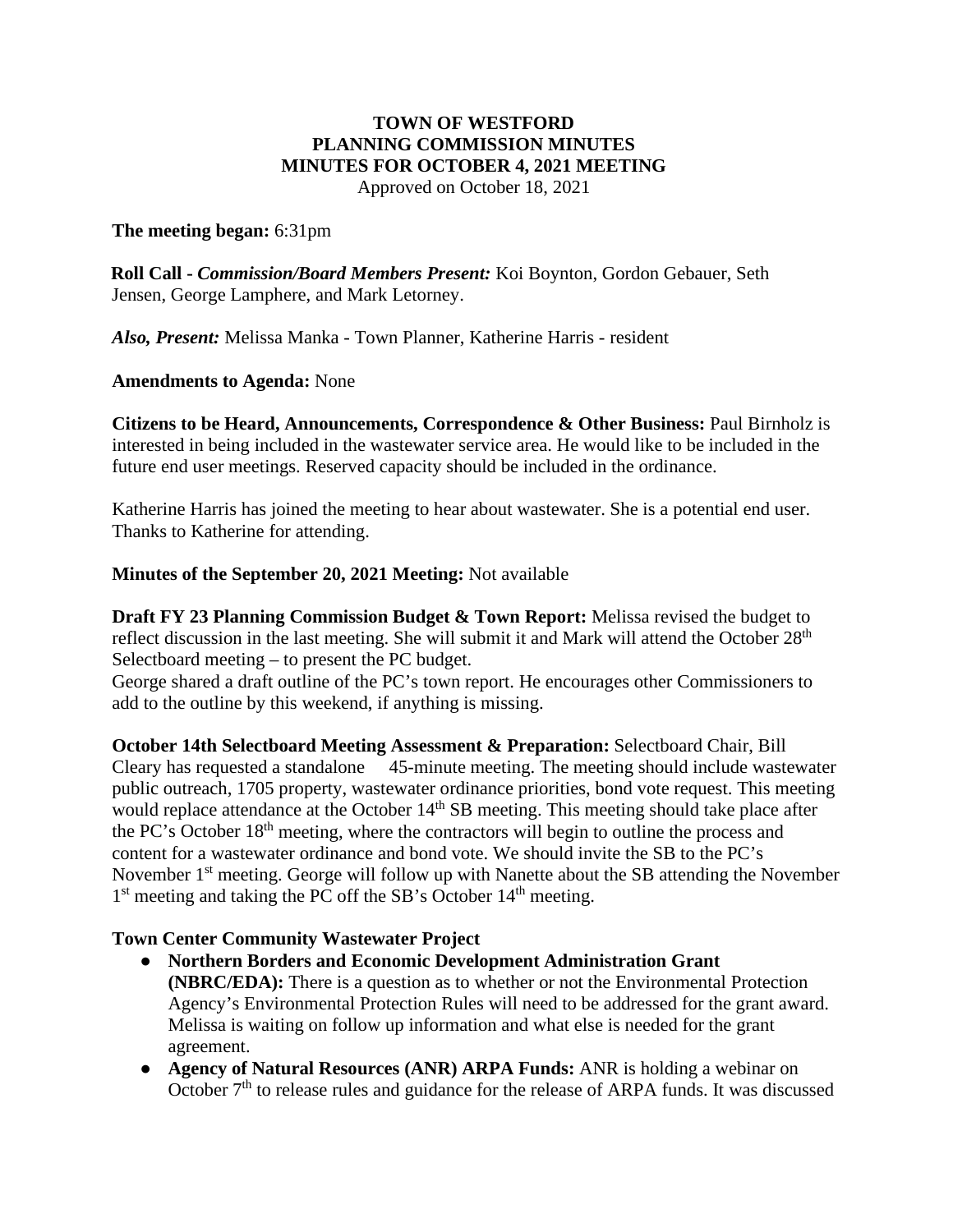# TOWN OF WESTFORD
## PLANNING COMMISSION MINUTES
## MINUTES FOR OCTOBER 4, 2021 MEETING

Approved on October 18, 2021

**The meeting began:** 6:31pm

**Roll Call -** ***Commission/Board Members Present:*** Koi Boynton, Gordon Gebauer, Seth Jensen, George Lamphere, and Mark Letorney.

***Also, Present:*** Melissa Manka - Town Planner, Katherine Harris - resident

**Amendments to Agenda:** None

**Citizens to be Heard, Announcements, Correspondence & Other Business:** Paul Birnholz is interested in being included in the wastewater service area. He would like to be included in the future end user meetings. Reserved capacity should be included in the ordinance.

Katherine Harris has joined the meeting to hear about wastewater. She is a potential end user. Thanks to Katherine for attending.

**Minutes of the September 20, 2021 Meeting:** Not available

**Draft FY 23 Planning Commission Budget & Town Report:** Melissa revised the budget to reflect discussion in the last meeting. She will submit it and Mark will attend the October 28th Selectboard meeting – to present the PC budget.
George shared a draft outline of the PC's town report. He encourages other Commissioners to add to the outline by this weekend, if anything is missing.

**October 14th Selectboard Meeting Assessment & Preparation:** Selectboard Chair, Bill Cleary has requested a standalone 45-minute meeting. The meeting should include wastewater public outreach, 1705 property, wastewater ordinance priorities, bond vote request. This meeting would replace attendance at the October 14th SB meeting. This meeting should take place after the PC's October 18th meeting, where the contractors will begin to outline the process and content for a wastewater ordinance and bond vote. We should invite the SB to the PC's November 1st meeting. George will follow up with Nanette about the SB attending the November 1st meeting and taking the PC off the SB's October 14th meeting.

**Town Center Community Wastewater Project**

- **Northern Borders and Economic Development Administration Grant (NBRC/EDA):** There is a question as to whether or not the Environmental Protection Agency's Environmental Protection Rules will need to be addressed for the grant award. Melissa is waiting on follow up information and what else is needed for the grant agreement.
- **Agency of Natural Resources (ANR) ARPA Funds:** ANR is holding a webinar on October 7th to release rules and guidance for the release of ARPA funds. It was discussed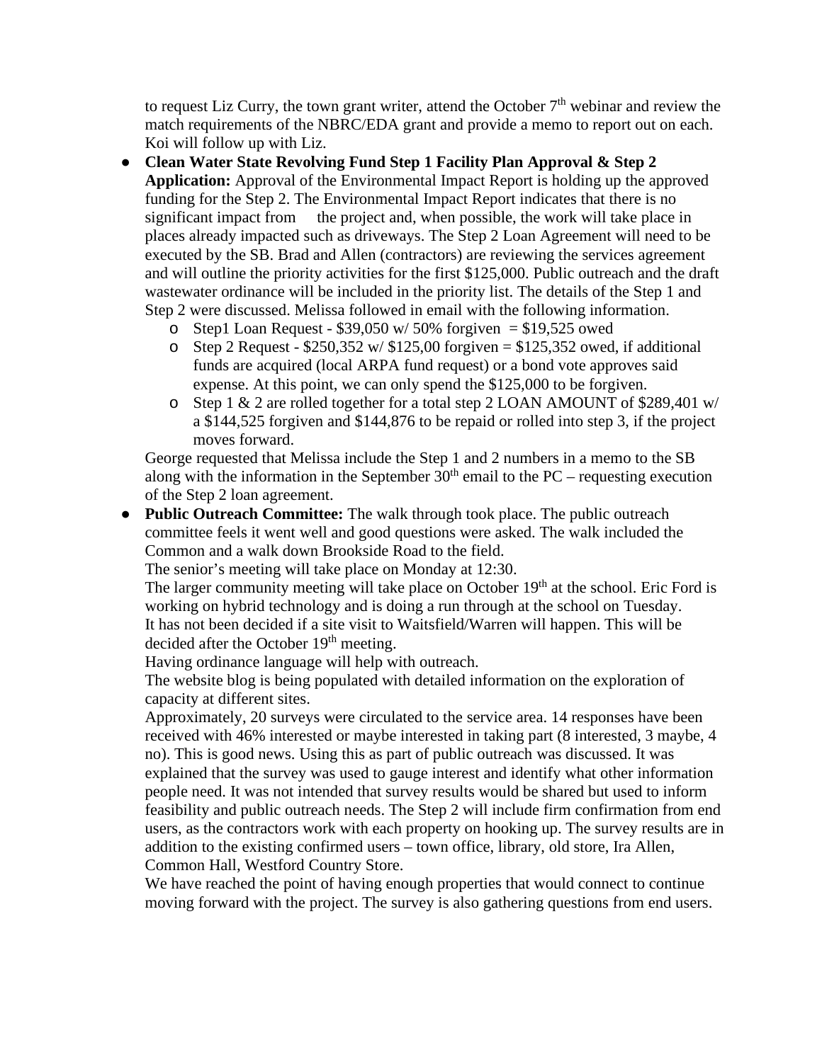to request Liz Curry, the town grant writer, attend the October 7th webinar and review the match requirements of the NBRC/EDA grant and provide a memo to report out on each. Koi will follow up with Liz.

- **Clean Water State Revolving Fund Step 1 Facility Plan Approval & Step 2 Application:** Approval of the Environmental Impact Report is holding up the approved funding for the Step 2. The Environmental Impact Report indicates that there is no significant impact from the project and, when possible, the work will take place in places already impacted such as driveways. The Step 2 Loan Agreement will need to be executed by the SB. Brad and Allen (contractors) are reviewing the services agreement and will outline the priority activities for the first $125,000. Public outreach and the draft wastewater ordinance will be included in the priority list. The details of the Step 1 and Step 2 were discussed. Melissa followed in email with the following information.
    - Step1 Loan Request - $39,050 w/ 50% forgiven = $19,525 owed
    - Step 2 Request - $250,352 w/ $125,00 forgiven = $125,352 owed, if additional funds are acquired (local ARPA fund request) or a bond vote approves said expense. At this point, we can only spend the $125,000 to be forgiven.
    - Step 1 & 2 are rolled together for a total step 2 LOAN AMOUNT of $289,401 w/ a $144,525 forgiven and $144,876 to be repaid or rolled into step 3, if the project moves forward.

  George requested that Melissa include the Step 1 and 2 numbers in a memo to the SB along with the information in the September 30th email to the PC – requesting execution of the Step 2 loan agreement.

- **Public Outreach Committee:** The walk through took place. The public outreach committee feels it went well and good questions were asked. The walk included the Common and a walk down Brookside Road to the field.
  The senior's meeting will take place on Monday at 12:30.
  The larger community meeting will take place on October 19th at the school. Eric Ford is working on hybrid technology and is doing a run through at the school on Tuesday.
  It has not been decided if a site visit to Waitsfield/Warren will happen. This will be decided after the October 19th meeting.
  Having ordinance language will help with outreach.
  The website blog is being populated with detailed information on the exploration of capacity at different sites.
  Approximately, 20 surveys were circulated to the service area. 14 responses have been received with 46% interested or maybe interested in taking part (8 interested, 3 maybe, 4 no). This is good news. Using this as part of public outreach was discussed. It was explained that the survey was used to gauge interest and identify what other information people need. It was not intended that survey results would be shared but used to inform feasibility and public outreach needs. The Step 2 will include firm confirmation from end users, as the contractors work with each property on hooking up. The survey results are in addition to the existing confirmed users – town office, library, old store, Ira Allen, Common Hall, Westford Country Store.
  We have reached the point of having enough properties that would connect to continue moving forward with the project. The survey is also gathering questions from end users.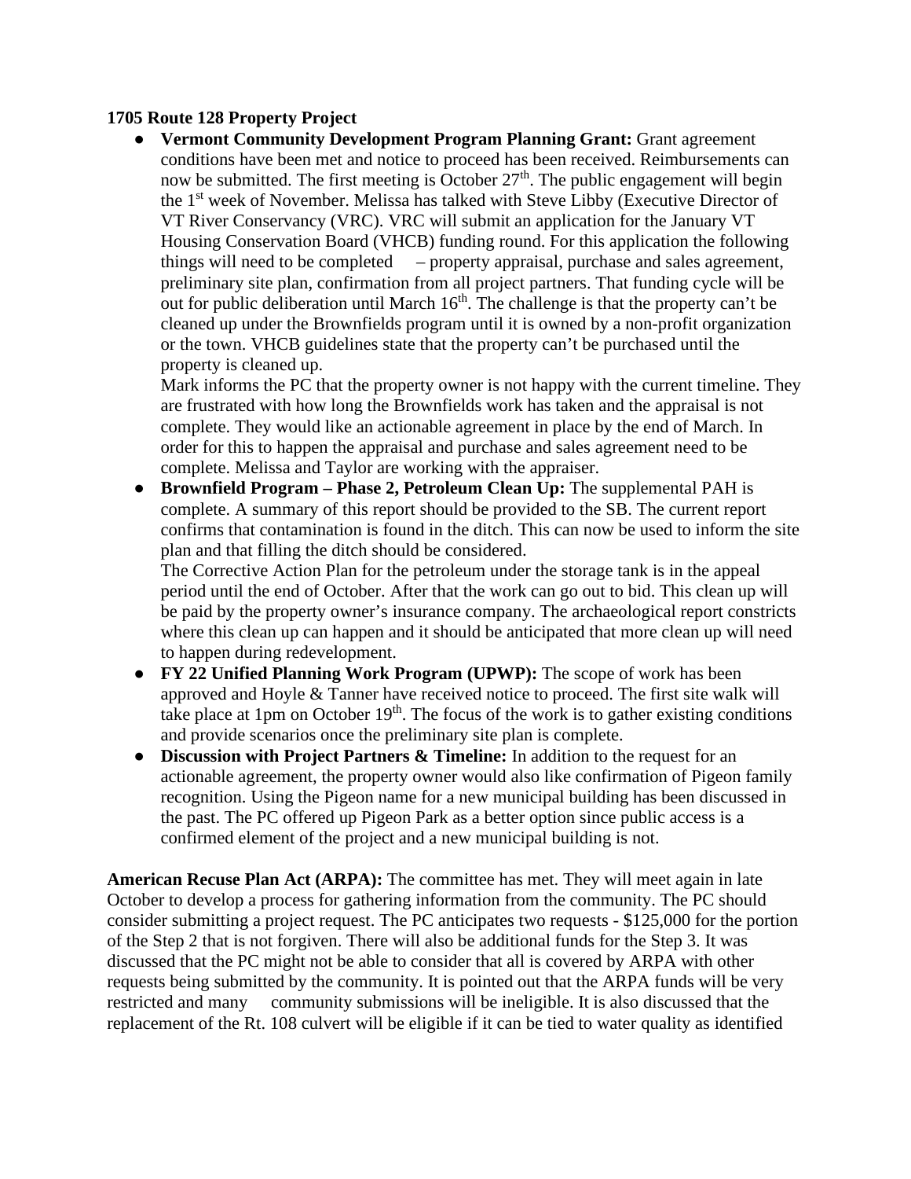**1705 Route 128 Property Project**

- **Vermont Community Development Program Planning Grant:** Grant agreement conditions have been met and notice to proceed has been received. Reimbursements can now be submitted. The first meeting is October 27th. The public engagement will begin the 1st week of November. Melissa has talked with Steve Libby (Executive Director of VT River Conservancy (VRC). VRC will submit an application for the January VT Housing Conservation Board (VHCB) funding round. For this application the following things will need to be completed – property appraisal, purchase and sales agreement, preliminary site plan, confirmation from all project partners. That funding cycle will be out for public deliberation until March 16th. The challenge is that the property can't be cleaned up under the Brownfields program until it is owned by a non-profit organization or the town. VHCB guidelines state that the property can't be purchased until the property is cleaned up.
  Mark informs the PC that the property owner is not happy with the current timeline. They are frustrated with how long the Brownfields work has taken and the appraisal is not complete. They would like an actionable agreement in place by the end of March. In order for this to happen the appraisal and purchase and sales agreement need to be complete. Melissa and Taylor are working with the appraiser.
- **Brownfield Program – Phase 2, Petroleum Clean Up:** The supplemental PAH is complete. A summary of this report should be provided to the SB. The current report confirms that contamination is found in the ditch. This can now be used to inform the site plan and that filling the ditch should be considered.
  The Corrective Action Plan for the petroleum under the storage tank is in the appeal period until the end of October. After that the work can go out to bid. This clean up will be paid by the property owner's insurance company. The archaeological report constricts where this clean up can happen and it should be anticipated that more clean up will need to happen during redevelopment.
- **FY 22 Unified Planning Work Program (UPWP):** The scope of work has been approved and Hoyle & Tanner have received notice to proceed. The first site walk will take place at 1pm on October 19th. The focus of the work is to gather existing conditions and provide scenarios once the preliminary site plan is complete.
- **Discussion with Project Partners & Timeline:** In addition to the request for an actionable agreement, the property owner would also like confirmation of Pigeon family recognition. Using the Pigeon name for a new municipal building has been discussed in the past. The PC offered up Pigeon Park as a better option since public access is a confirmed element of the project and a new municipal building is not.

**American Recuse Plan Act (ARPA):** The committee has met. They will meet again in late October to develop a process for gathering information from the community. The PC should consider submitting a project request. The PC anticipates two requests - $125,000 for the portion of the Step 2 that is not forgiven. There will also be additional funds for the Step 3. It was discussed that the PC might not be able to consider that all is covered by ARPA with other requests being submitted by the community. It is pointed out that the ARPA funds will be very restricted and many community submissions will be ineligible. It is also discussed that the replacement of the Rt. 108 culvert will be eligible if it can be tied to water quality as identified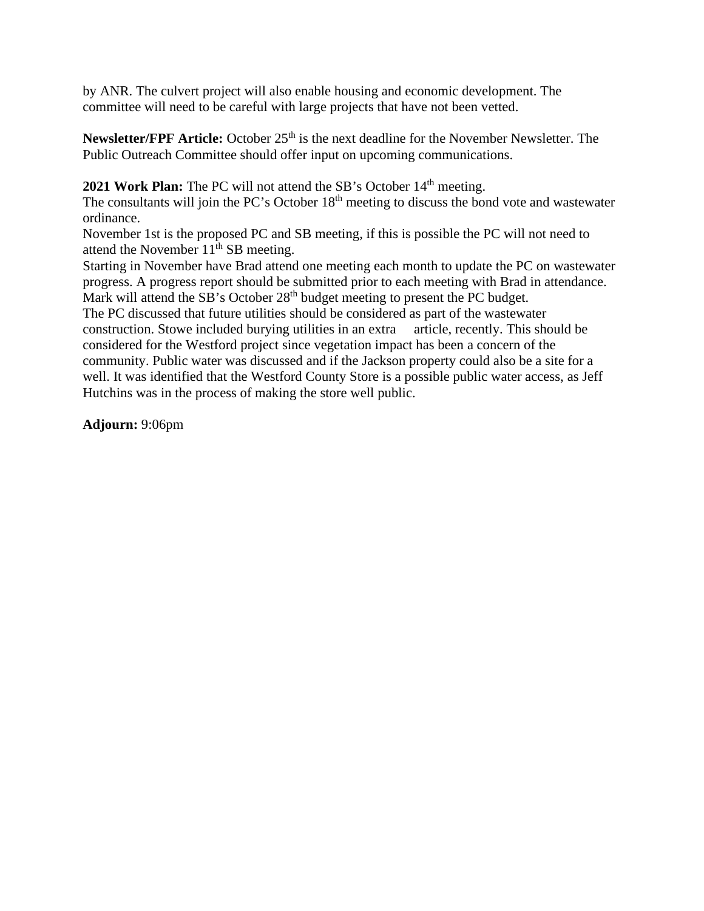by ANR. The culvert project will also enable housing and economic development. The committee will need to be careful with large projects that have not been vetted.

**Newsletter/FPF Article:** October 25th is the next deadline for the November Newsletter. The Public Outreach Committee should offer input on upcoming communications.

**2021 Work Plan:** The PC will not attend the SB's October 14th meeting.
The consultants will join the PC's October 18th meeting to discuss the bond vote and wastewater ordinance.
November 1st is the proposed PC and SB meeting, if this is possible the PC will not need to attend the November 11th SB meeting.
Starting in November have Brad attend one meeting each month to update the PC on wastewater progress. A progress report should be submitted prior to each meeting with Brad in attendance.
Mark will attend the SB's October 28th budget meeting to present the PC budget.
The PC discussed that future utilities should be considered as part of the wastewater construction. Stowe included burying utilities in an extra article, recently. This should be considered for the Westford project since vegetation impact has been a concern of the community. Public water was discussed and if the Jackson property could also be a site for a well. It was identified that the Westford County Store is a possible public water access, as Jeff Hutchins was in the process of making the store well public.

**Adjourn:** 9:06pm